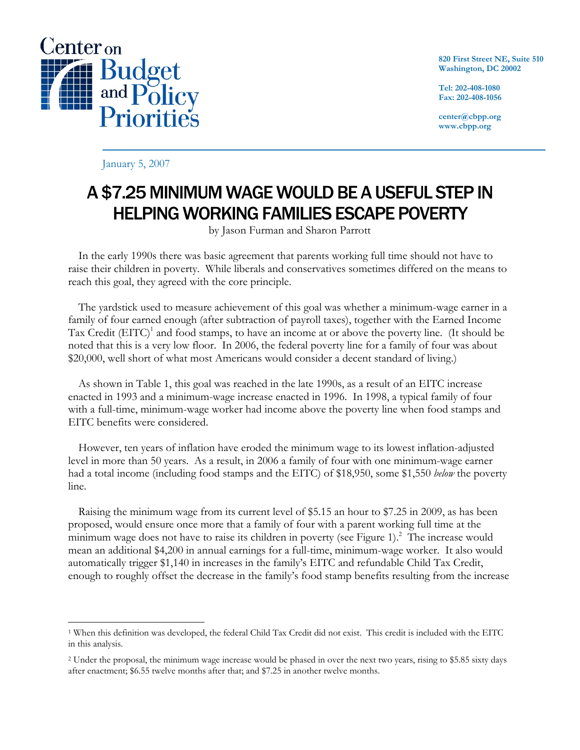Center on Budget and Policy Priorities

820 First Street NE, Suite 510
Washington, DC 20002

Tel: 202-408-1080
Fax: 202-408-1056

center@cbpp.org
www.cbpp.org

January 5, 2007

# A $7.25 MINIMUM WAGE WOULD BE A USEFUL STEP IN HELPING WORKING FAMILIES ESCAPE POVERTY

by Jason Furman and Sharon Parrott

In the early 1990s there was basic agreement that parents working full time should not have to raise their children in poverty. While liberals and conservatives sometimes differed on the means to reach this goal, they agreed with the core principle.

The yardstick used to measure achievement of this goal was whether a minimum-wage earner in a family of four earned enough (after subtraction of payroll taxes), together with the Earned Income Tax Credit (EITC)[1] and food stamps, to have an income at or above the poverty line. (It should be noted that this is a very low floor. In 2006, the federal poverty line for a family of four was about $20,000, well short of what most Americans would consider a decent standard of living.)

As shown in Table 1, this goal was reached in the late 1990s, as a result of an EITC increase enacted in 1993 and a minimum-wage increase enacted in 1996. In 1998, a typical family of four with a full-time, minimum-wage worker had income above the poverty line when food stamps and EITC benefits were considered.

However, ten years of inflation have eroded the minimum wage to its lowest inflation-adjusted level in more than 50 years. As a result, in 2006 a family of four with one minimum-wage earner had a total income (including food stamps and the EITC) of $18,950, some $1,550 *below* the poverty line.

Raising the minimum wage from its current level of $5.15 an hour to $7.25 in 2009, as has been proposed, would ensure once more that a family of four with a parent working full time at the minimum wage does not have to raise its children in poverty (see Figure 1).[2] The increase would mean an additional $4,200 in annual earnings for a full-time, minimum-wage worker. It also would automatically trigger $1,140 in increases in the family's EITC and refundable Child Tax Credit, enough to roughly offset the decrease in the family's food stamp benefits resulting from the increase

---

[1] When this definition was developed, the federal Child Tax Credit did not exist. This credit is included with the EITC in this analysis.

[2] Under the proposal, the minimum wage increase would be phased in over the next two years, rising to $5.85 sixty days after enactment; $6.55 twelve months after that; and $7.25 in another twelve months.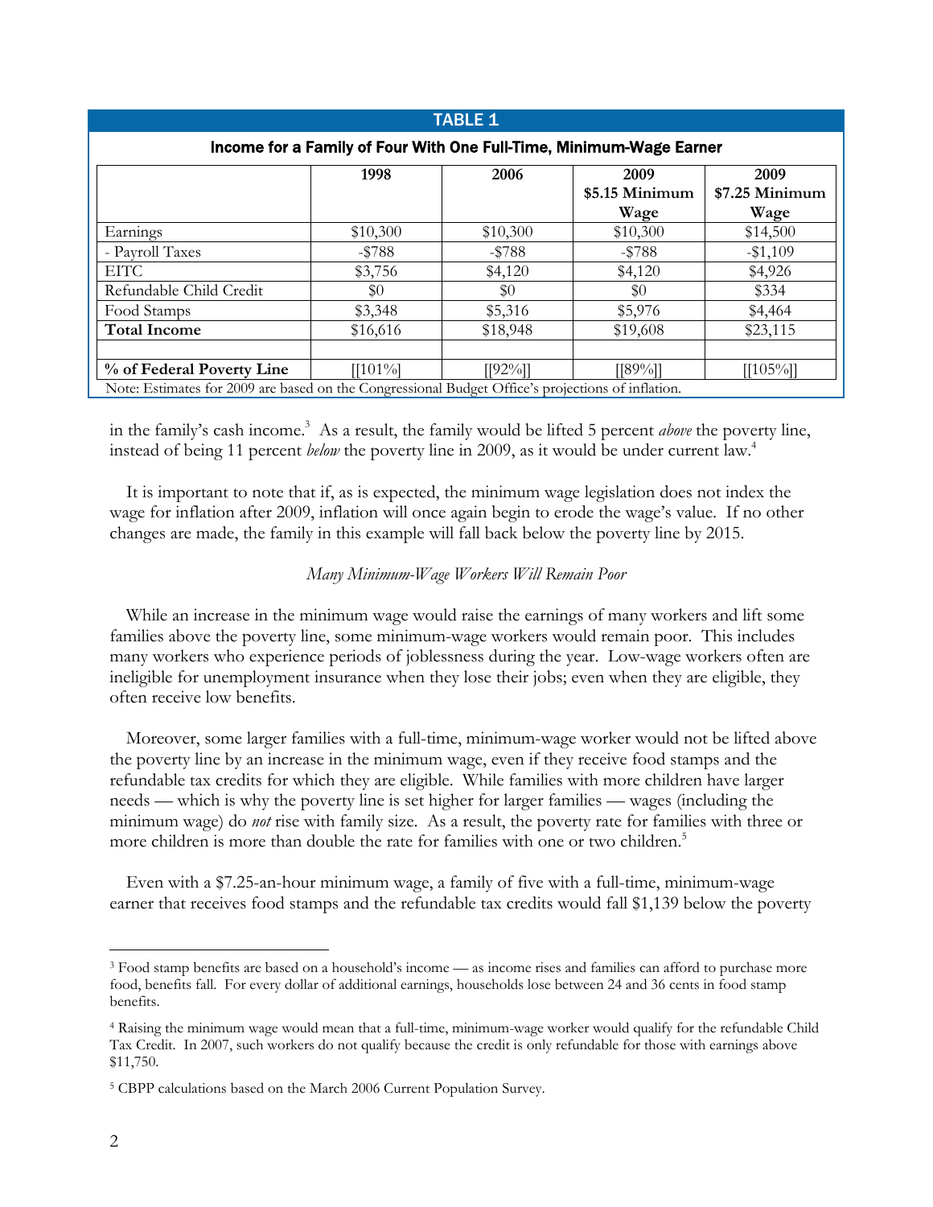**TABLE 1**

**Income for a Family of Four With One Full-Time, Minimum-Wage Earner**

| | 1998 | 2006 | 2009 $5.15 Minimum Wage | 2009 $7.25 Minimum Wage |
|---|---|---|---|---|
| Earnings | $10,300 | $10,300 | $10,300 | $14,500 |
| - Payroll Taxes | -$788 | -$788 | -$788 | -$1,109 |
| EITC | $3,756 | $4,120 | $4,120 | $4,926 |
| Refundable Child Credit | $0 | $0 | $0 | $334 |
| Food Stamps | $3,348 | $5,316 | $5,976 | $4,464 |
| **Total Income** | $16,616 | $18,948 | $19,608 | $23,115 |
| | | | | |
| **% of Federal Poverty Line** | [[101%] | [[92%]] | [[89%]] | [[105%]] |

Note: Estimates for 2009 are based on the Congressional Budget Office's projections of inflation.

in the family's cash income.[3] As a result, the family would be lifted 5 percent *above* the poverty line, instead of being 11 percent *below* the poverty line in 2009, as it would be under current law.[4]

It is important to note that if, as is expected, the minimum wage legislation does not index the wage for inflation after 2009, inflation will once again begin to erode the wage's value. If no other changes are made, the family in this example will fall back below the poverty line by 2015.

*Many Minimum-Wage Workers Will Remain Poor*

While an increase in the minimum wage would raise the earnings of many workers and lift some families above the poverty line, some minimum-wage workers would remain poor. This includes many workers who experience periods of joblessness during the year. Low-wage workers often are ineligible for unemployment insurance when they lose their jobs; even when they are eligible, they often receive low benefits.

Moreover, some larger families with a full-time, minimum-wage worker would not be lifted above the poverty line by an increase in the minimum wage, even if they receive food stamps and the refundable tax credits for which they are eligible. While families with more children have larger needs — which is why the poverty line is set higher for larger families — wages (including the minimum wage) do *not* rise with family size. As a result, the poverty rate for families with three or more children is more than double the rate for families with one or two children.[5]

Even with a $7.25-an-hour minimum wage, a family of five with a full-time, minimum-wage earner that receives food stamps and the refundable tax credits would fall $1,139 below the poverty

---

[3] Food stamp benefits are based on a household's income — as income rises and families can afford to purchase more food, benefits fall. For every dollar of additional earnings, households lose between 24 and 36 cents in food stamp benefits.

[4] Raising the minimum wage would mean that a full-time, minimum-wage worker would qualify for the refundable Child Tax Credit. In 2007, such workers do not qualify because the credit is only refundable for those with earnings above $11,750.

[5] CBPP calculations based on the March 2006 Current Population Survey.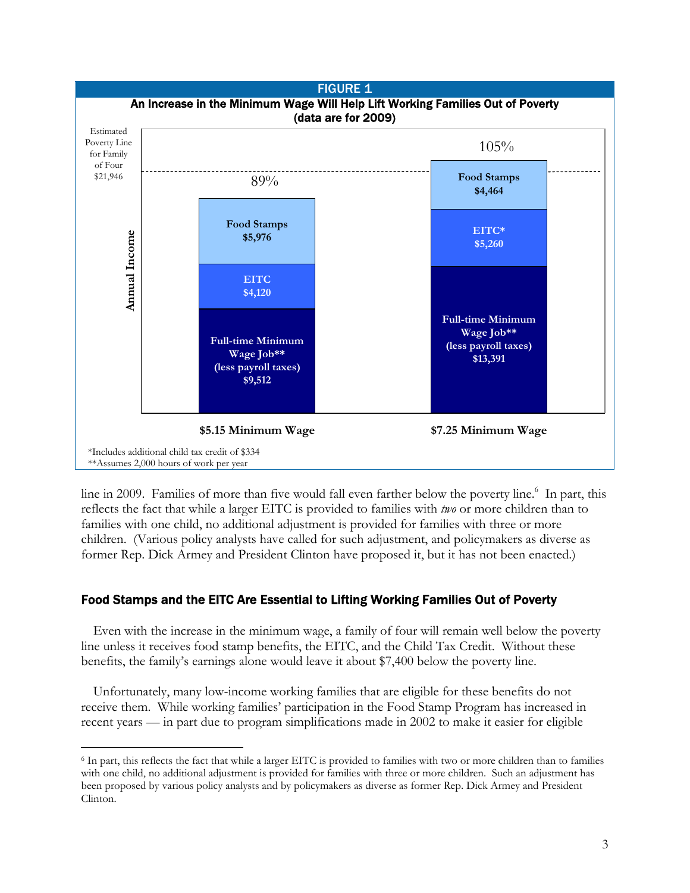**FIGURE 1**

**An Increase in the Minimum Wage Will Help Lift Working Families Out of Poverty (data are for 2009)**

| | $5.15 Minimum Wage | $7.25 Minimum Wage |
|---|---|---|
| Full-time Minimum Wage Job** (less payroll taxes) | $9,512 | $13,391 |
| EITC | $4,120 | $5,260* |
| Food Stamps | $5,976 | $4,464 |
| Percent of poverty line | 89% | 105% |

Estimated Poverty Line for Family of Four $21,946

*Includes additional child tax credit of $334

**Assumes 2,000 hours of work per year

line in 2009. Families of more than five would fall even farther below the poverty line.[6] In part, this reflects the fact that while a larger EITC is provided to families with *two* or more children than to families with one child, no additional adjustment is provided for families with three or more children. (Various policy analysts have called for such adjustment, and policymakers as diverse as former Rep. Dick Armey and President Clinton have proposed it, but it has not been enacted.)

### Food Stamps and the EITC Are Essential to Lifting Working Families Out of Poverty

Even with the increase in the minimum wage, a family of four will remain well below the poverty line unless it receives food stamp benefits, the EITC, and the Child Tax Credit. Without these benefits, the family's earnings alone would leave it about $7,400 below the poverty line.

Unfortunately, many low-income working families that are eligible for these benefits do not receive them. While working families' participation in the Food Stamp Program has increased in recent years — in part due to program simplifications made in 2002 to make it easier for eligible

---

[6] In part, this reflects the fact that while a larger EITC is provided to families with two or more children than to families with one child, no additional adjustment is provided for families with three or more children. Such an adjustment has been proposed by various policy analysts and by policymakers as diverse as former Rep. Dick Armey and President Clinton.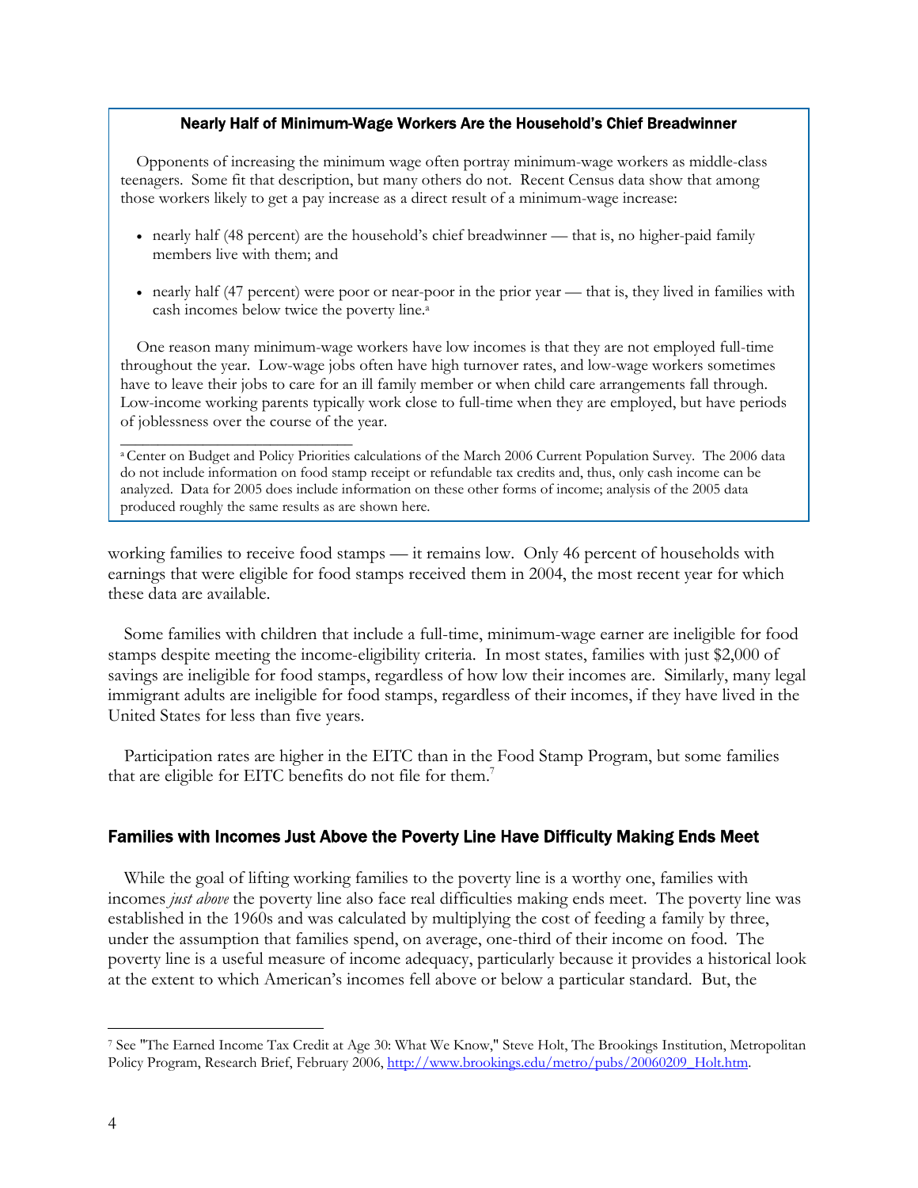### Nearly Half of Minimum-Wage Workers Are the Household's Chief Breadwinner

Opponents of increasing the minimum wage often portray minimum-wage workers as middle-class teenagers. Some fit that description, but many others do not. Recent Census data show that among those workers likely to get a pay increase as a direct result of a minimum-wage increase:

- nearly half (48 percent) are the household's chief breadwinner — that is, no higher-paid family members live with them; and
- nearly half (47 percent) were poor or near-poor in the prior year — that is, they lived in families with cash incomes below twice the poverty line.[a]

One reason many minimum-wage workers have low incomes is that they are not employed full-time throughout the year. Low-wage jobs often have high turnover rates, and low-wage workers sometimes have to leave their jobs to care for an ill family member or when child care arrangements fall through. Low-income working parents typically work close to full-time when they are employed, but have periods of joblessness over the course of the year.

[a] Center on Budget and Policy Priorities calculations of the March 2006 Current Population Survey. The 2006 data do not include information on food stamp receipt or refundable tax credits and, thus, only cash income can be analyzed. Data for 2005 does include information on these other forms of income; analysis of the 2005 data produced roughly the same results as are shown here.

---

working families to receive food stamps — it remains low. Only 46 percent of households with earnings that were eligible for food stamps received them in 2004, the most recent year for which these data are available.

Some families with children that include a full-time, minimum-wage earner are ineligible for food stamps despite meeting the income-eligibility criteria. In most states, families with just $2,000 of savings are ineligible for food stamps, regardless of how low their incomes are. Similarly, many legal immigrant adults are ineligible for food stamps, regardless of their incomes, if they have lived in the United States for less than five years.

Participation rates are higher in the EITC than in the Food Stamp Program, but some families that are eligible for EITC benefits do not file for them.[7]

## Families with Incomes Just Above the Poverty Line Have Difficulty Making Ends Meet

While the goal of lifting working families to the poverty line is a worthy one, families with incomes *just above* the poverty line also face real difficulties making ends meet. The poverty line was established in the 1960s and was calculated by multiplying the cost of feeding a family by three, under the assumption that families spend, on average, one-third of their income on food. The poverty line is a useful measure of income adequacy, particularly because it provides a historical look at the extent to which American's incomes fell above or below a particular standard. But, the

---

[7] See "The Earned Income Tax Credit at Age 30: What We Know," Steve Holt, The Brookings Institution, Metropolitan Policy Program, Research Brief, February 2006, http://www.brookings.edu/metro/pubs/20060209_Holt.htm.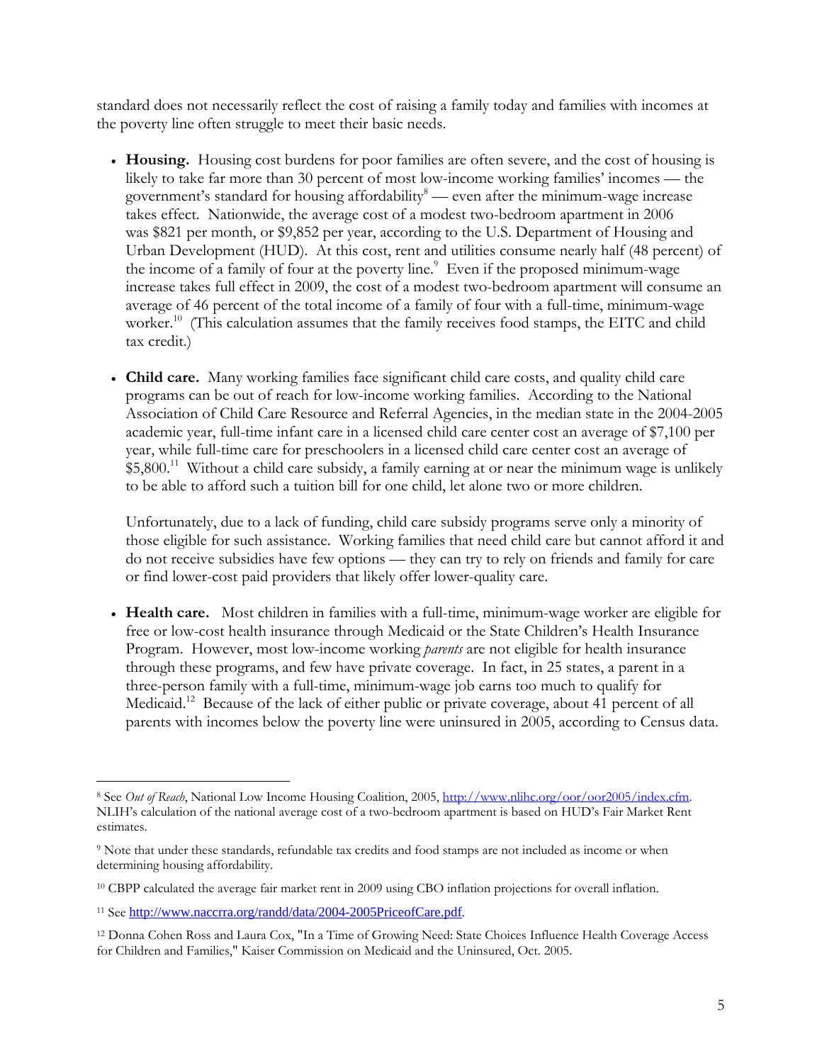standard does not necessarily reflect the cost of raising a family today and families with incomes at the poverty line often struggle to meet their basic needs.

- **Housing.** Housing cost burdens for poor families are often severe, and the cost of housing is likely to take far more than 30 percent of most low-income working families' incomes — the government's standard for housing affordability[8] — even after the minimum-wage increase takes effect. Nationwide, the average cost of a modest two-bedroom apartment in 2006 was $821 per month, or $9,852 per year, according to the U.S. Department of Housing and Urban Development (HUD). At this cost, rent and utilities consume nearly half (48 percent) of the income of a family of four at the poverty line.[9] Even if the proposed minimum-wage increase takes full effect in 2009, the cost of a modest two-bedroom apartment will consume an average of 46 percent of the total income of a family of four with a full-time, minimum-wage worker.[10] (This calculation assumes that the family receives food stamps, the EITC and child tax credit.)

- **Child care.** Many working families face significant child care costs, and quality child care programs can be out of reach for low-income working families. According to the National Association of Child Care Resource and Referral Agencies, in the median state in the 2004-2005 academic year, full-time infant care in a licensed child care center cost an average of $7,100 per year, while full-time care for preschoolers in a licensed child care center cost an average of $5,800.[11] Without a child care subsidy, a family earning at or near the minimum wage is unlikely to be able to afford such a tuition bill for one child, let alone two or more children.

  Unfortunately, due to a lack of funding, child care subsidy programs serve only a minority of those eligible for such assistance. Working families that need child care but cannot afford it and do not receive subsidies have few options — they can try to rely on friends and family for care or find lower-cost paid providers that likely offer lower-quality care.

- **Health care.** Most children in families with a full-time, minimum-wage worker are eligible for free or low-cost health insurance through Medicaid or the State Children's Health Insurance Program. However, most low-income working *parents* are not eligible for health insurance through these programs, and few have private coverage. In fact, in 25 states, a parent in a three-person family with a full-time, minimum-wage job earns too much to qualify for Medicaid.[12] Because of the lack of either public or private coverage, about 41 percent of all parents with incomes below the poverty line were uninsured in 2005, according to Census data.

---

[8] See *Out of Reach*, National Low Income Housing Coalition, 2005, http://www.nlihc.org/oor/oor2005/index.cfm. NLIH's calculation of the national average cost of a two-bedroom apartment is based on HUD's Fair Market Rent estimates.

[9] Note that under these standards, refundable tax credits and food stamps are not included as income or when determining housing affordability.

[10] CBPP calculated the average fair market rent in 2009 using CBO inflation projections for overall inflation.

[11] See http://www.naccrra.org/randd/data/2004-2005PriceofCare.pdf.

[12] Donna Cohen Ross and Laura Cox, "In a Time of Growing Need: State Choices Influence Health Coverage Access for Children and Families," Kaiser Commission on Medicaid and the Uninsured, Oct. 2005.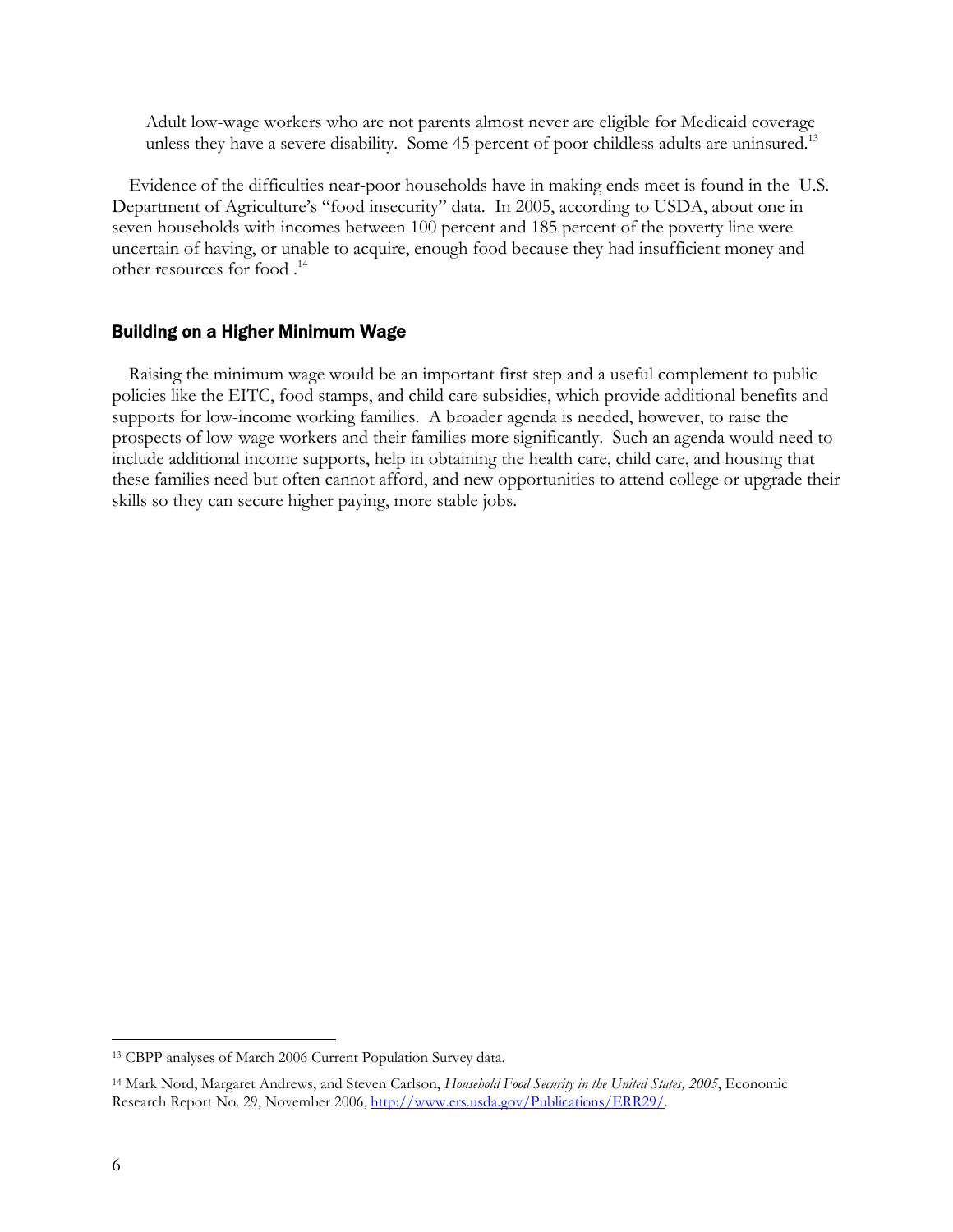Adult low-wage workers who are not parents almost never are eligible for Medicaid coverage unless they have a severe disability. Some 45 percent of poor childless adults are uninsured.[13]

Evidence of the difficulties near-poor households have in making ends meet is found in the U.S. Department of Agriculture's "food insecurity" data. In 2005, according to USDA, about one in seven households with incomes between 100 percent and 185 percent of the poverty line were uncertain of having, or unable to acquire, enough food because they had insufficient money and other resources for food .[14]

## Building on a Higher Minimum Wage

Raising the minimum wage would be an important first step and a useful complement to public policies like the EITC, food stamps, and child care subsidies, which provide additional benefits and supports for low-income working families. A broader agenda is needed, however, to raise the prospects of low-wage workers and their families more significantly. Such an agenda would need to include additional income supports, help in obtaining the health care, child care, and housing that these families need but often cannot afford, and new opportunities to attend college or upgrade their skills so they can secure higher paying, more stable jobs.

---

[13] CBPP analyses of March 2006 Current Population Survey data.

[14] Mark Nord, Margaret Andrews, and Steven Carlson, *Household Food Security in the United States, 2005*, Economic Research Report No. 29, November 2006, http://www.ers.usda.gov/Publications/ERR29/.